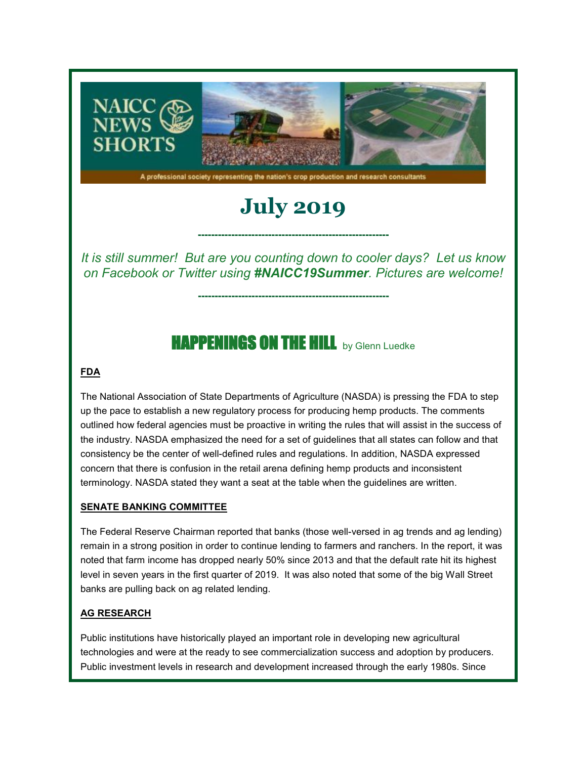NAICC NEWS SHORTS

A professional society representing the nation's crop production and research consultants

# July 2019

---

*It is still summer! But are you counting down to cooler days? Let us know on Facebook or Twitter using **#NAICC19Summer**. Pictures are welcome!*

---

## HAPPENINGS ON THE HILL by Glenn Luedke

### FDA

The National Association of State Departments of Agriculture (NASDA) is pressing the FDA to step up the pace to establish a new regulatory process for producing hemp products. The comments outlined how federal agencies must be proactive in writing the rules that will assist in the success of the industry. NASDA emphasized the need for a set of guidelines that all states can follow and that consistency be the center of well-defined rules and regulations. In addition, NASDA expressed concern that there is confusion in the retail arena defining hemp products and inconsistent terminology. NASDA stated they want a seat at the table when the guidelines are written.

### SENATE BANKING COMMITTEE

The Federal Reserve Chairman reported that banks (those well-versed in ag trends and ag lending) remain in a strong position in order to continue lending to farmers and ranchers. In the report, it was noted that farm income has dropped nearly 50% since 2013 and that the default rate hit its highest level in seven years in the first quarter of 2019. It was also noted that some of the big Wall Street banks are pulling back on ag related lending.

### AG RESEARCH

Public institutions have historically played an important role in developing new agricultural technologies and were at the ready to see commercialization success and adoption by producers. Public investment levels in research and development increased through the early 1980s. Since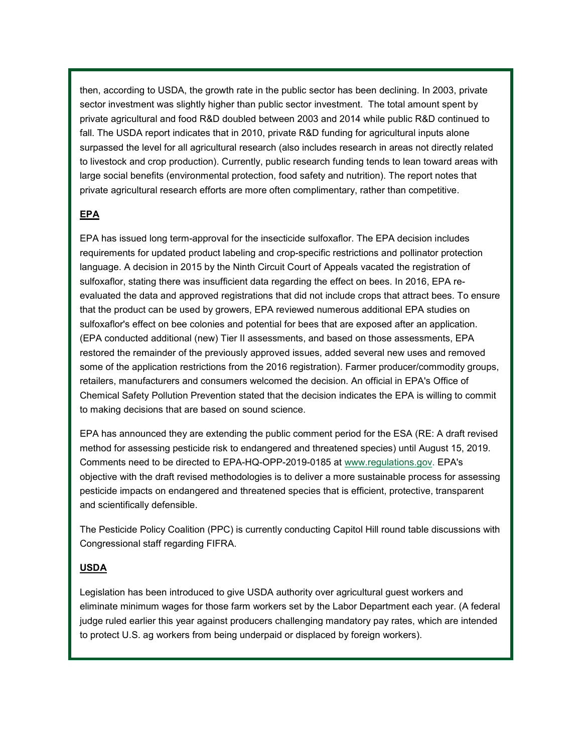then, according to USDA, the growth rate in the public sector has been declining. In 2003, private sector investment was slightly higher than public sector investment. The total amount spent by private agricultural and food R&D doubled between 2003 and 2014 while public R&D continued to fall. The USDA report indicates that in 2010, private R&D funding for agricultural inputs alone surpassed the level for all agricultural research (also includes research in areas not directly related to livestock and crop production). Currently, public research funding tends to lean toward areas with large social benefits (environmental protection, food safety and nutrition). The report notes that private agricultural research efforts are more often complimentary, rather than competitive.

## EPA

EPA has issued long term-approval for the insecticide sulfoxaflor. The EPA decision includes requirements for updated product labeling and crop-specific restrictions and pollinator protection language. A decision in 2015 by the Ninth Circuit Court of Appeals vacated the registration of sulfoxaflor, stating there was insufficient data regarding the effect on bees. In 2016, EPA re-evaluated the data and approved registrations that did not include crops that attract bees. To ensure that the product can be used by growers, EPA reviewed numerous additional EPA studies on sulfoxaflor's effect on bee colonies and potential for bees that are exposed after an application. (EPA conducted additional (new) Tier II assessments, and based on those assessments, EPA restored the remainder of the previously approved issues, added several new uses and removed some of the application restrictions from the 2016 registration). Farmer producer/commodity groups, retailers, manufacturers and consumers welcomed the decision. An official in EPA's Office of Chemical Safety Pollution Prevention stated that the decision indicates the EPA is willing to commit to making decisions that are based on sound science.

EPA has announced they are extending the public comment period for the ESA (RE: A draft revised method for assessing pesticide risk to endangered and threatened species) until August 15, 2019. Comments need to be directed to EPA-HQ-OPP-2019-0185 at www.regulations.gov. EPA's objective with the draft revised methodologies is to deliver a more sustainable process for assessing pesticide impacts on endangered and threatened species that is efficient, protective, transparent and scientifically defensible.

The Pesticide Policy Coalition (PPC) is currently conducting Capitol Hill round table discussions with Congressional staff regarding FIFRA.

## USDA

Legislation has been introduced to give USDA authority over agricultural guest workers and eliminate minimum wages for those farm workers set by the Labor Department each year. (A federal judge ruled earlier this year against producers challenging mandatory pay rates, which are intended to protect U.S. ag workers from being underpaid or displaced by foreign workers).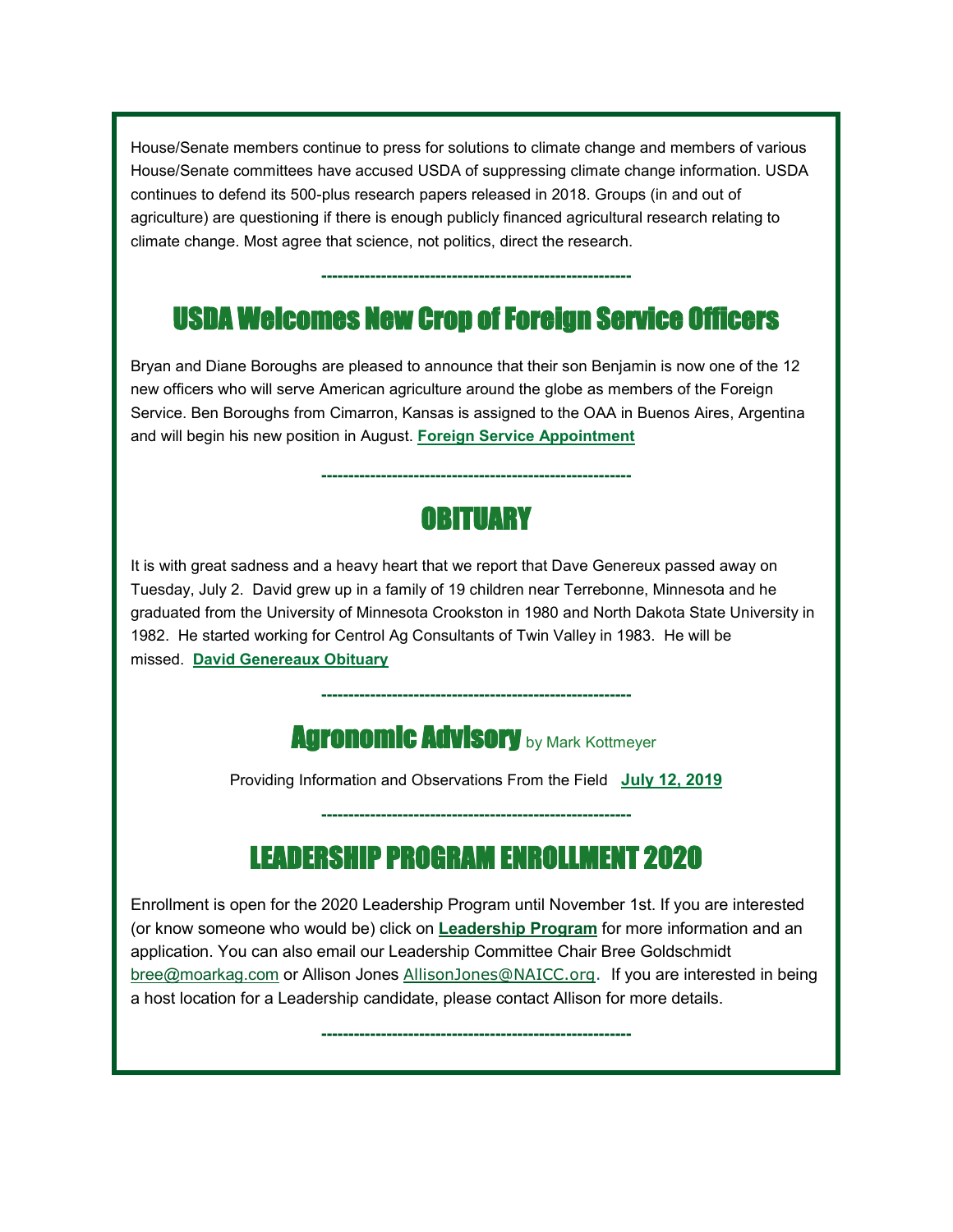House/Senate members continue to press for solutions to climate change and members of various House/Senate committees have accused USDA of suppressing climate change information. USDA continues to defend its 500-plus research papers released in 2018. Groups (in and out of agriculture) are questioning if there is enough publicly financed agricultural research relating to climate change. Most agree that science, not politics, direct the research.

-------------------------------------------------------

## USDA Welcomes New Crop of Foreign Service Officers

Bryan and Diane Boroughs are pleased to announce that their son Benjamin is now one of the 12 new officers who will serve American agriculture around the globe as members of the Foreign Service. Ben Boroughs from Cimarron, Kansas is assigned to the OAA in Buenos Aires, Argentina and will begin his new position in August. **Foreign Service Appointment**

-------------------------------------------------------

## OBITUARY

It is with great sadness and a heavy heart that we report that Dave Genereux passed away on Tuesday, July 2. David grew up in a family of 19 children near Terrebonne, Minnesota and he graduated from the University of Minnesota Crookston in 1980 and North Dakota State University in 1982. He started working for Centrol Ag Consultants of Twin Valley in 1983. He will be missed. **David Genereaux Obituary**

-------------------------------------------------------

## Agronomic Advisory by Mark Kottmeyer

Providing Information and Observations From the Field **July 12, 2019**

-------------------------------------------------------

## LEADERSHIP PROGRAM ENROLLMENT 2020

Enrollment is open for the 2020 Leadership Program until November 1st. If you are interested (or know someone who would be) click on **Leadership Program** for more information and an application. You can also email our Leadership Committee Chair Bree Goldschmidt bree@moarkag.com or Allison Jones AllisonJones@NAICC.org. If you are interested in being a host location for a Leadership candidate, please contact Allison for more details.

-------------------------------------------------------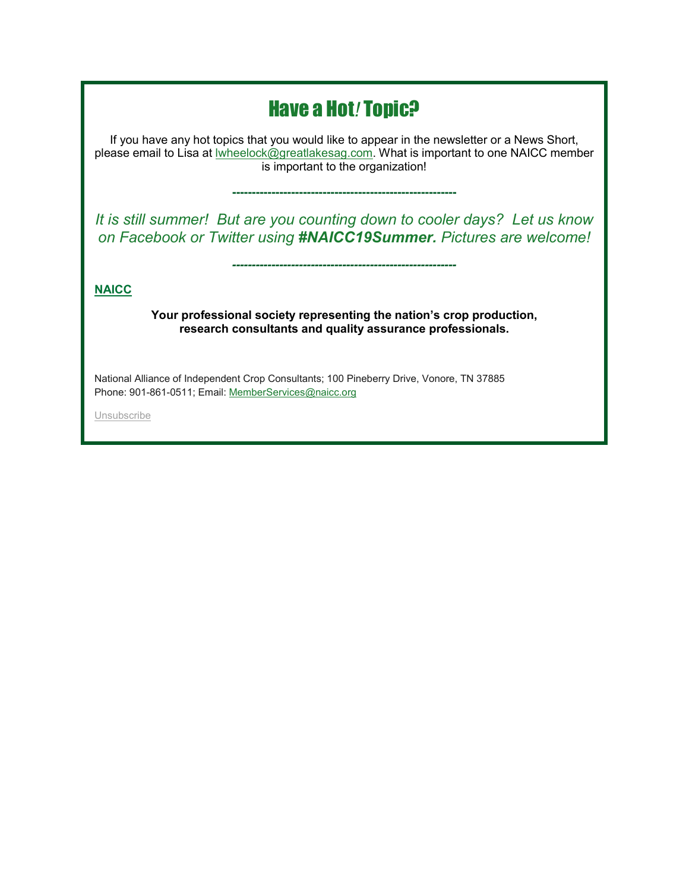# Have a Hot! Topic?

If you have any hot topics that you would like to appear in the newsletter or a News Short, please email to Lisa at lwheelock@greatlakesag.com. What is important to one NAICC member is important to the organization!

---------------------------------------------------------

*It is still summer! But are you counting down to cooler days? Let us know on Facebook or Twitter using **#NAICC19Summer.** Pictures are welcome!*

---------------------------------------------------------

**NAICC**

**Your professional society representing the nation's crop production, research consultants and quality assurance professionals.**

National Alliance of Independent Crop Consultants; 100 Pineberry Drive, Vonore, TN 37885
Phone: 901-861-0511; Email: MemberServices@naicc.org

Unsubscribe